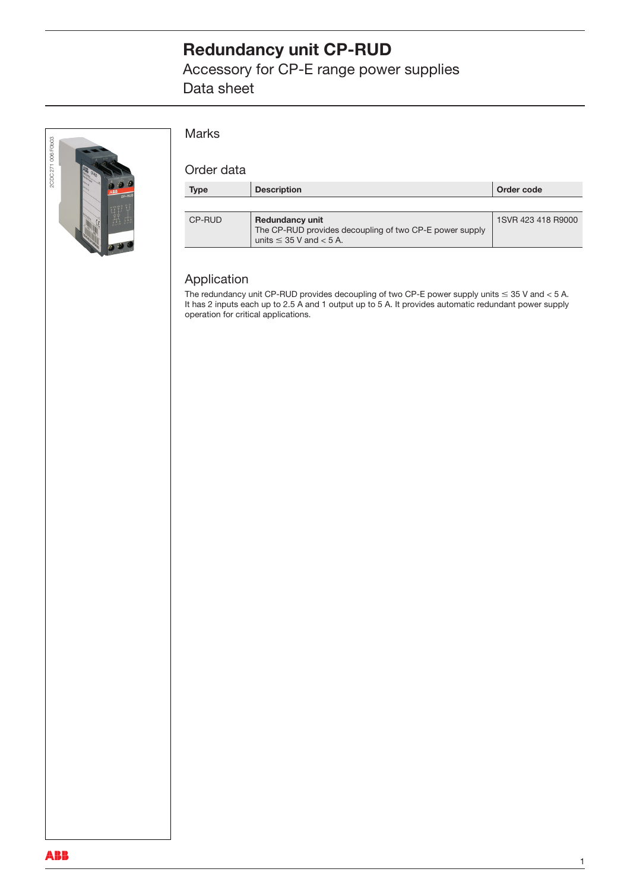# Redundancy unit CP-RUD

Accessory for CP-E range power supplies

Data sheet

## Marks

## Order data

| Type | Description | Order code |
|---|---|---|
| CP-RUD | **Redundancy unit** The CP-RUD provides decoupling of two CP-E power supply units ≤ 35 V and < 5 A. | 1SVR 423 418 R9000 |

## Application

The redundancy unit CP-RUD provides decoupling of two CP-E power supply units ≤ 35 V and < 5 A. It has 2 inputs each up to 2.5 A and 1 output up to 5 A. It provides automatic redundant power supply operation for critical applications.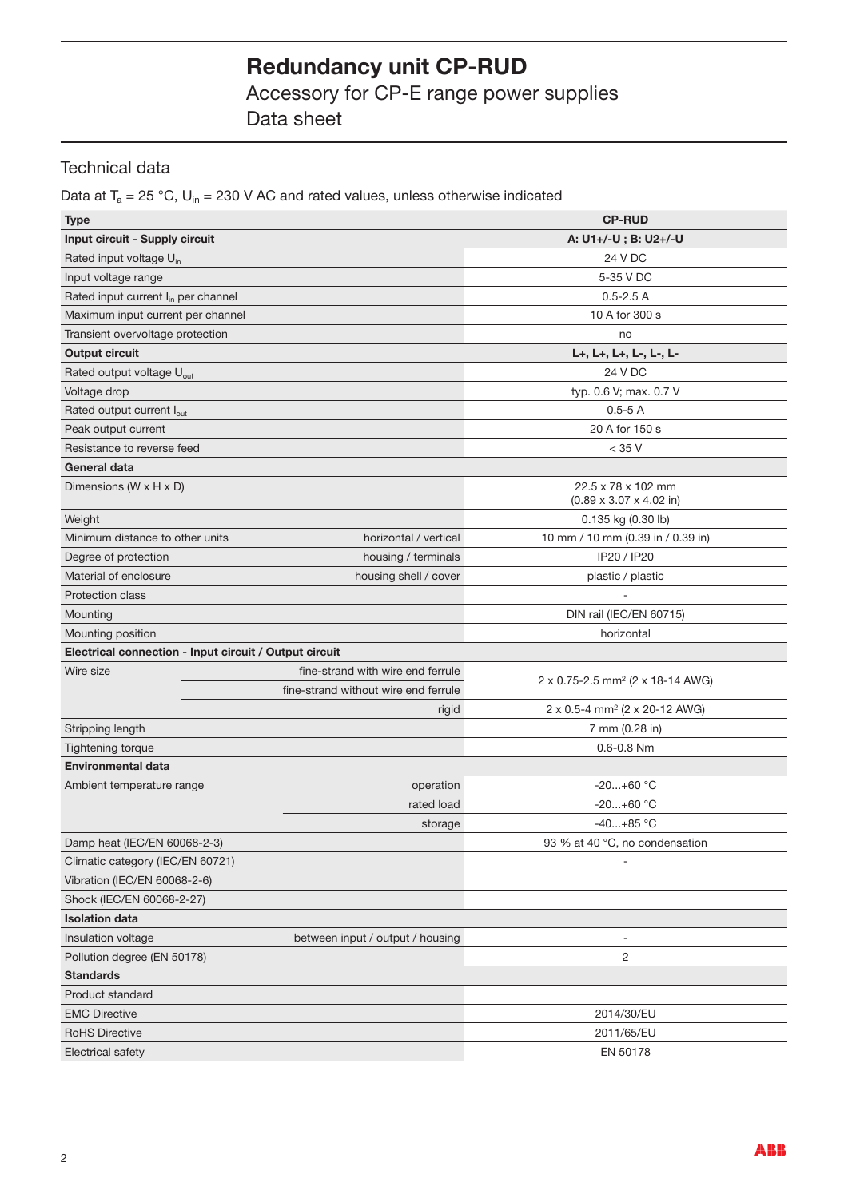# Redundancy unit CP-RUD

Accessory for CP-E range power supplies

Data sheet

## Technical data

Data at $T_a$ = 25 °C, $U_{in}$ = 230 V AC and rated values, unless otherwise indicated

| **Type** | | **CP-RUD** |
|---|---|---|
| **Input circuit - Supply circuit** | | **A: U1+/-U ; B: U2+/-U** |
| Rated input voltage $U_{in}$ | | 24 V DC |
| Input voltage range | | 5-35 V DC |
| Rated input current $I_{in}$ per channel | | 0.5-2.5 A |
| Maximum input current per channel | | 10 A for 300 s |
| Transient overvoltage protection | | no |
| **Output circuit** | | **L+, L+, L+, L-, L-, L-** |
| Rated output voltage $U_{out}$ | | 24 V DC |
| Voltage drop | | typ. 0.6 V; max. 0.7 V |
| Rated output current $I_{out}$ | | 0.5-5 A |
| Peak output current | | 20 A for 150 s |
| Resistance to reverse feed | | < 35 V |
| **General data** | | |
| Dimensions (W x H x D) | | 22.5 x 78 x 102 mm (0.89 x 3.07 x 4.02 in) |
| Weight | | 0.135 kg (0.30 lb) |
| Minimum distance to other units | horizontal / vertical | 10 mm / 10 mm (0.39 in / 0.39 in) |
| Degree of protection | housing / terminals | IP20 / IP20 |
| Material of enclosure | housing shell / cover | plastic / plastic |
| Protection class | | - |
| Mounting | | DIN rail (IEC/EN 60715) |
| Mounting position | | horizontal |
| **Electrical connection - Input circuit / Output circuit** | | |
| Wire size | fine-strand with wire end ferrule | 2 x 0.75-2.5 mm² (2 x 18-14 AWG) |
| | fine-strand without wire end ferrule | |
| | rigid | 2 x 0.5-4 mm² (2 x 20-12 AWG) |
| Stripping length | | 7 mm (0.28 in) |
| Tightening torque | | 0.6-0.8 Nm |
| **Environmental data** | | |
| Ambient temperature range | operation | -20...+60 °C |
| | rated load | -20...+60 °C |
| | storage | -40...+85 °C |
| Damp heat (IEC/EN 60068-2-3) | | 93 % at 40 °C, no condensation |
| Climatic category (IEC/EN 60721) | | - |
| Vibration (IEC/EN 60068-2-6) | | |
| Shock (IEC/EN 60068-2-27) | | |
| **Isolation data** | | |
| Insulation voltage | between input / output / housing | - |
| Pollution degree (EN 50178) | | 2 |
| **Standards** | | |
| Product standard | | |
| EMC Directive | | 2014/30/EU |
| RoHS Directive | | 2011/65/EU |
| Electrical safety | | EN 50178 |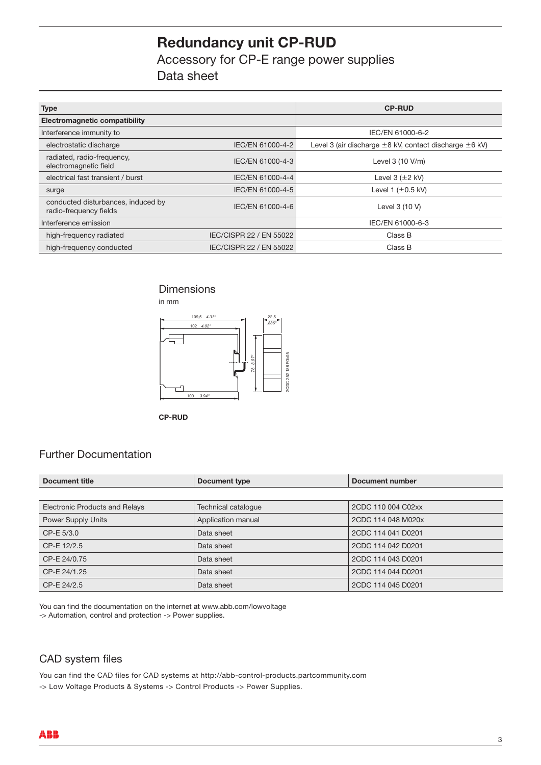# Redundancy unit CP-RUD

Accessory for CP-E range power supplies

Data sheet

| Type | | CP-RUD |
|---|---|---|
| **Electromagnetic compatibility** | | |
| Interference immunity to | | IEC/EN 61000-6-2 |
| electrostatic discharge | IEC/EN 61000-4-2 | Level 3 (air discharge ±8 kV, contact discharge ±6 kV) |
| radiated, radio-frequency, electromagnetic field | IEC/EN 61000-4-3 | Level 3 (10 V/m) |
| electrical fast transient / burst | IEC/EN 61000-4-4 | Level 3 (±2 kV) |
| surge | IEC/EN 61000-4-5 | Level 1 (±0.5 kV) |
| conducted disturbances, induced by radio-frequency fields | IEC/EN 61000-4-6 | Level 3 (10 V) |
| Interference emission | | IEC/EN 61000-6-3 |
| high-frequency radiated | IEC/CISPR 22 / EN 55022 | Class B |
| high-frequency conducted | IEC/CISPR 22 / EN 55022 | Class B |

## Dimensions

in mm

109,5 4.31"
102 4.02"
22,5 .886"
78 3.07"
100 3.94"
2CDC 252 188 F0b05

**CP-RUD**

## Further Documentation

| Document title | Document type | Document number |
|---|---|---|
| Electronic Products and Relays | Technical catalogue | 2CDC 110 004 C02xx |
| Power Supply Units | Application manual | 2CDC 114 048 M020x |
| CP-E 5/3.0 | Data sheet | 2CDC 114 041 D0201 |
| CP-E 12/2.5 | Data sheet | 2CDC 114 042 D0201 |
| CP-E 24/0.75 | Data sheet | 2CDC 114 043 D0201 |
| CP-E 24/1.25 | Data sheet | 2CDC 114 044 D0201 |
| CP-E 24/2.5 | Data sheet | 2CDC 114 045 D0201 |

You can find the documentation on the internet at www.abb.com/lowvoltage
-> Automation, control and protection -> Power supplies.

## CAD system files

You can find the CAD files for CAD systems at http://abb-control-products.partcommunity.com
-> Low Voltage Products & Systems -> Control Products -> Power Supplies.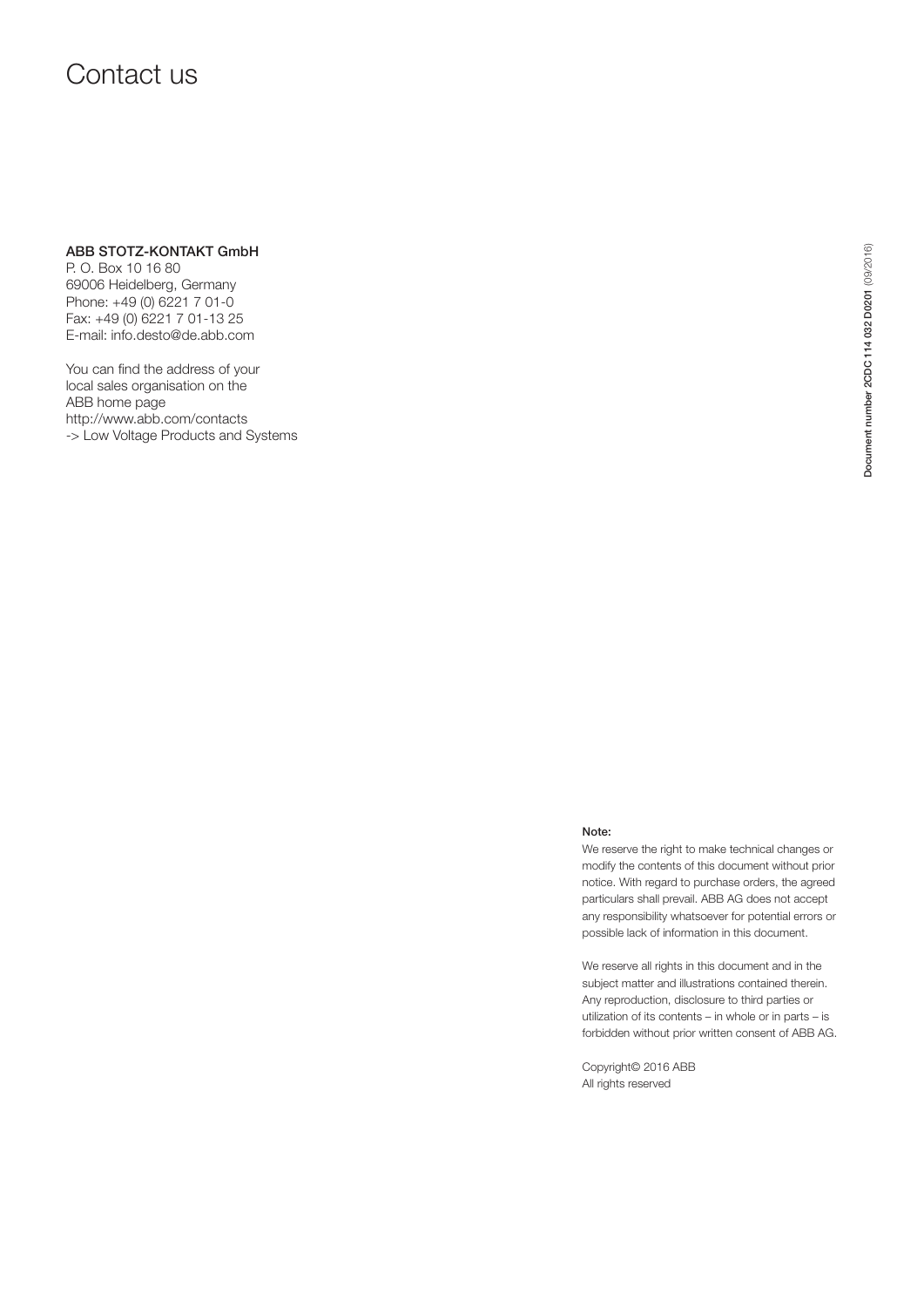# Contact us

**ABB STOTZ-KONTAKT GmbH**
P. O. Box 10 16 80
69006 Heidelberg, Germany
Phone: +49 (0) 6221 7 01-0
Fax: +49 (0) 6221 7 01-13 25
E-mail: info.desto@de.abb.com

You can find the address of your local sales organisation on the ABB home page
http://www.abb.com/contacts
-> Low Voltage Products and Systems

**Note:**
We reserve the right to make technical changes or modify the contents of this document without prior notice. With regard to purchase orders, the agreed particulars shall prevail. ABB AG does not accept any responsibility whatsoever for potential errors or possible lack of information in this document.

We reserve all rights in this document and in the subject matter and illustrations contained therein. Any reproduction, disclosure to third parties or utilization of its contents – in whole or in parts – is forbidden without prior written consent of ABB AG.

Copyright© 2016 ABB
All rights reserved

Document number **2CDC 114 032 D0201** (09/2016)